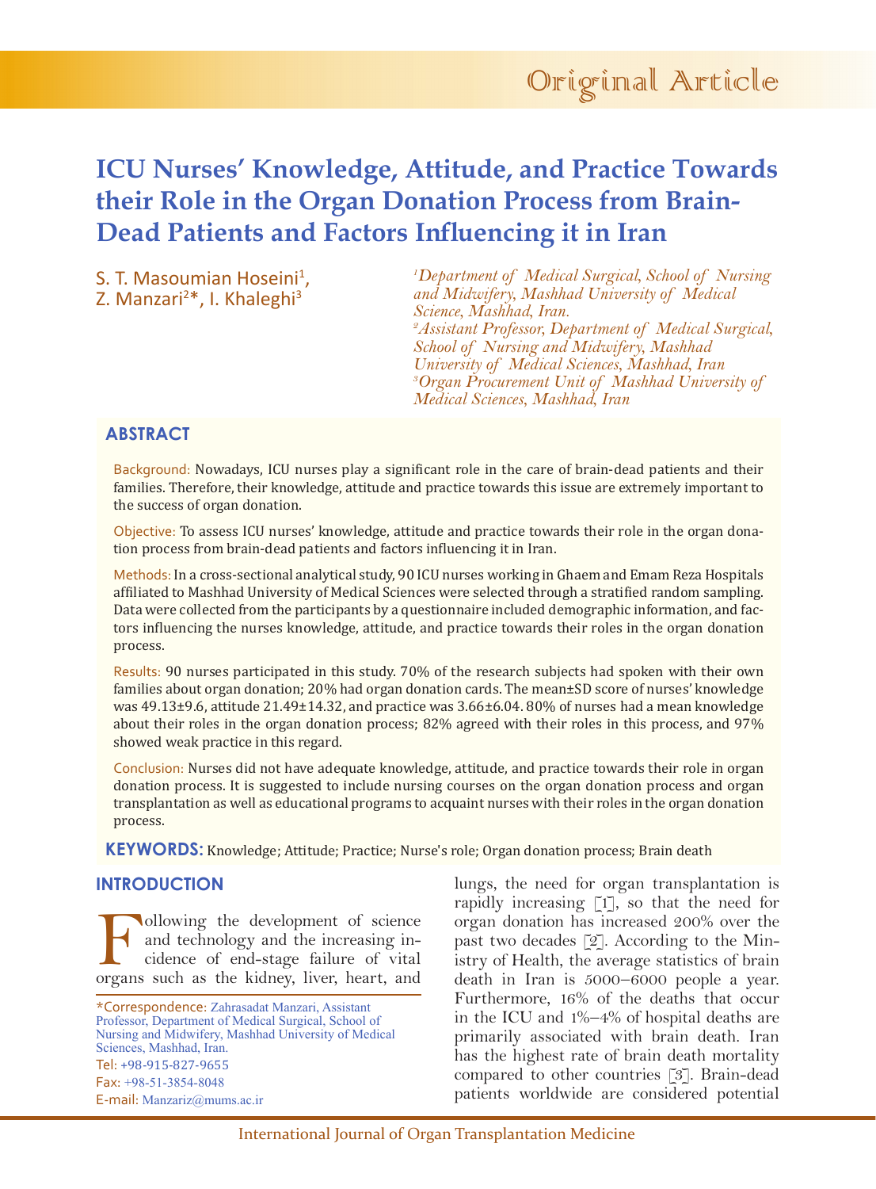Original Article

# ICU Nurses' Knowledge, Attitude, and Practice Towards their Role in the Organ Donation Process from Brain-Dead Patients and Factors Influencing it in Iran

S. T. Masoumian Hoseini[1], Z. Manzari[2]*, I. Khaleghi[3]

*[1]Department of Medical Surgical, School of Nursing and Midwifery, Mashhad University of Medical Science, Mashhad, Iran.*
*[2]Assistant Professor, Department of Medical Surgical, School of Nursing and Midwifery, Mashhad University of Medical Sciences, Mashhad, Iran*
*[3]Organ Procurement Unit of Mashhad University of Medical Sciences, Mashhad, Iran*

## ABSTRACT

Background: Nowadays, ICU nurses play a significant role in the care of brain-dead patients and their families. Therefore, their knowledge, attitude and practice towards this issue are extremely important to the success of organ donation.

Objective: To assess ICU nurses' knowledge, attitude and practice towards their role in the organ donation process from brain-dead patients and factors influencing it in Iran.

Methods: In a cross-sectional analytical study, 90 ICU nurses working in Ghaem and Emam Reza Hospitals affiliated to Mashhad University of Medical Sciences were selected through a stratified random sampling. Data were collected from the participants by a questionnaire included demographic information, and factors influencing the nurses knowledge, attitude, and practice towards their roles in the organ donation process.

Results: 90 nurses participated in this study. 70% of the research subjects had spoken with their own families about organ donation; 20% had organ donation cards. The mean±SD score of nurses' knowledge was 49.13±9.6, attitude 21.49±14.32, and practice was 3.66±6.04. 80% of nurses had a mean knowledge about their roles in the organ donation process; 82% agreed with their roles in this process, and 97% showed weak practice in this regard.

Conclusion: Nurses did not have adequate knowledge, attitude, and practice towards their role in organ donation process. It is suggested to include nursing courses on the organ donation process and organ transplantation as well as educational programs to acquaint nurses with their roles in the organ donation process.

**KEYWORDS:** Knowledge; Attitude; Practice; Nurse's role; Organ donation process; Brain death

## INTRODUCTION

Following the development of science and technology and the increasing incidence of end-stage failure of vital organs such as the kidney, liver, heart, and lungs, the need for organ transplantation is rapidly increasing [1], so that the need for organ donation has increased 200% over the past two decades [2]. According to the Ministry of Health, the average statistics of brain death in Iran is 5000–6000 people a year. Furthermore, 16% of the deaths that occur in the ICU and 1%–4% of hospital deaths are primarily associated with brain death. Iran has the highest rate of brain death mortality compared to other countries [3]. Brain-dead patients worldwide are considered potential

*Correspondence: Zahrasadat Manzari, Assistant Professor, Department of Medical Surgical, School of Nursing and Midwifery, Mashhad University of Medical Sciences, Mashhad, Iran.
Tel: +98-915-827-9655
Fax: +98-51-3854-8048
E-mail: Manzariz@mums.ac.ir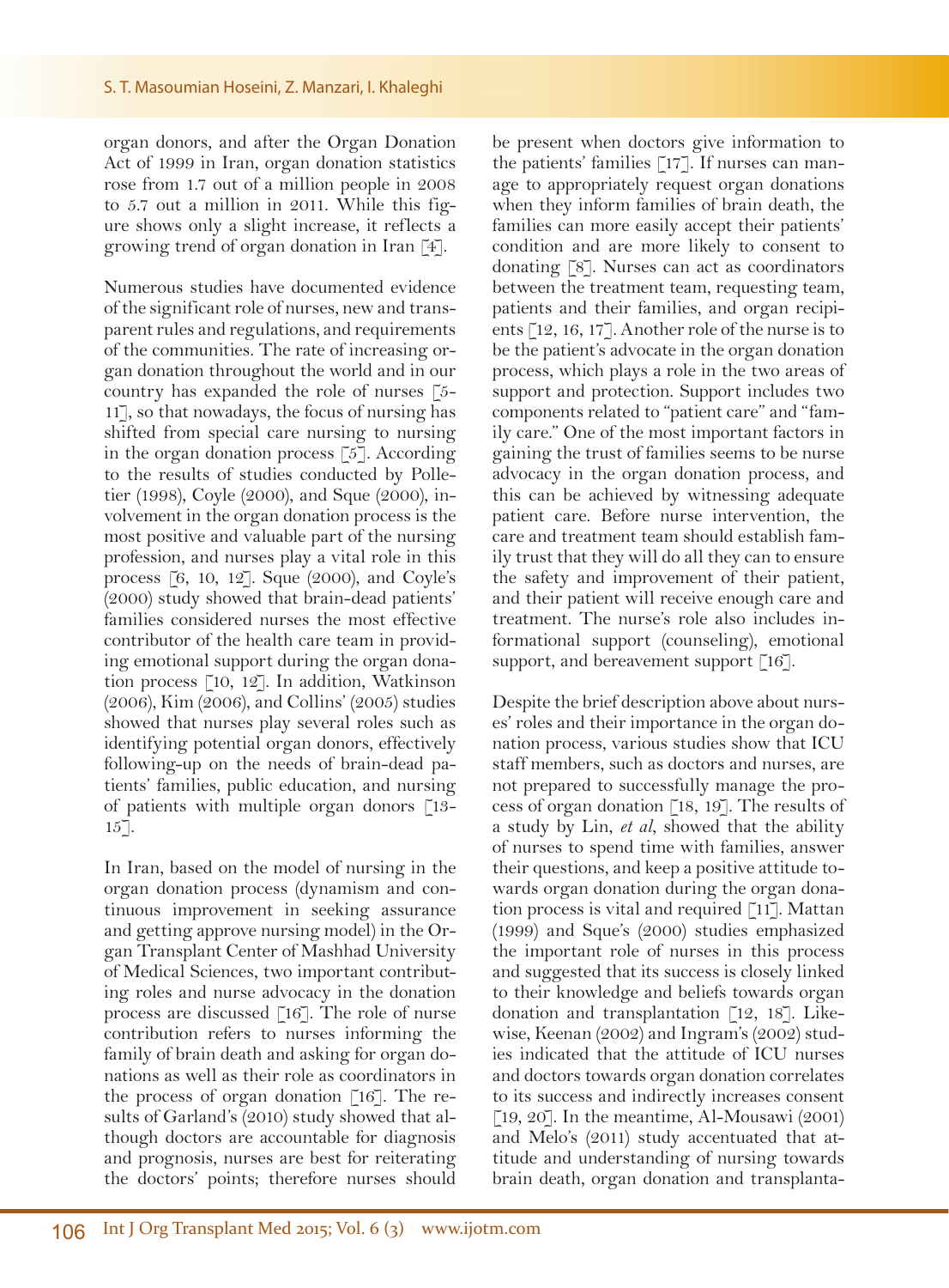organ donors, and after the Organ Donation Act of 1999 in Iran, organ donation statistics rose from 1.7 out of a million people in 2008 to 5.7 out a million in 2011. While this figure shows only a slight increase, it reflects a growing trend of organ donation in Iran [4].

Numerous studies have documented evidence of the significant role of nurses, new and transparent rules and regulations, and requirements of the communities. The rate of increasing organ donation throughout the world and in our country has expanded the role of nurses [5-11], so that nowadays, the focus of nursing has shifted from special care nursing to nursing in the organ donation process [5]. According to the results of studies conducted by Polletier (1998), Coyle (2000), and Sque (2000), involvement in the organ donation process is the most positive and valuable part of the nursing profession, and nurses play a vital role in this process [6, 10, 12]. Sque (2000), and Coyle's (2000) study showed that brain-dead patients' families considered nurses the most effective contributor of the health care team in providing emotional support during the organ donation process [10, 12]. In addition, Watkinson (2006), Kim (2006), and Collins' (2005) studies showed that nurses play several roles such as identifying potential organ donors, effectively following-up on the needs of brain-dead patients' families, public education, and nursing of patients with multiple organ donors [13-15].

In Iran, based on the model of nursing in the organ donation process (dynamism and continuous improvement in seeking assurance and getting approve nursing model) in the Organ Transplant Center of Mashhad University of Medical Sciences, two important contributing roles and nurse advocacy in the donation process are discussed [16]. The role of nurse contribution refers to nurses informing the family of brain death and asking for organ donations as well as their role as coordinators in the process of organ donation [16]. The results of Garland's (2010) study showed that although doctors are accountable for diagnosis and prognosis, nurses are best for reiterating the doctors' points; therefore nurses should be present when doctors give information to the patients' families [17]. If nurses can manage to appropriately request organ donations when they inform families of brain death, the families can more easily accept their patients' condition and are more likely to consent to donating [8]. Nurses can act as coordinators between the treatment team, requesting team, patients and their families, and organ recipients [12, 16, 17]. Another role of the nurse is to be the patient's advocate in the organ donation process, which plays a role in the two areas of support and protection. Support includes two components related to "patient care" and "family care." One of the most important factors in gaining the trust of families seems to be nurse advocacy in the organ donation process, and this can be achieved by witnessing adequate patient care. Before nurse intervention, the care and treatment team should establish family trust that they will do all they can to ensure the safety and improvement of their patient, and their patient will receive enough care and treatment. The nurse's role also includes informational support (counseling), emotional support, and bereavement support [16].

Despite the brief description above about nurses' roles and their importance in the organ donation process, various studies show that ICU staff members, such as doctors and nurses, are not prepared to successfully manage the process of organ donation [18, 19]. The results of a study by Lin, *et al*, showed that the ability of nurses to spend time with families, answer their questions, and keep a positive attitude towards organ donation during the organ donation process is vital and required [11]. Mattan (1999) and Sque's (2000) studies emphasized the important role of nurses in this process and suggested that its success is closely linked to their knowledge and beliefs towards organ donation and transplantation [12, 18]. Likewise, Keenan (2002) and Ingram's (2002) studies indicated that the attitude of ICU nurses and doctors towards organ donation correlates to its success and indirectly increases consent [19, 20]. In the meantime, Al-Mousawi (2001) and Melo's (2011) study accentuated that attitude and understanding of nursing towards brain death, organ donation and transplanta-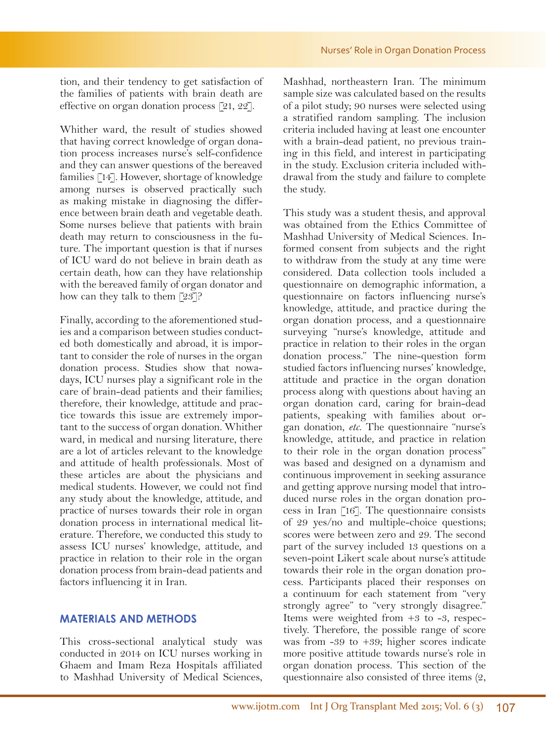tion, and their tendency to get satisfaction of the families of patients with brain death are effective on organ donation process [21, 22].

Whither ward, the result of studies showed that having correct knowledge of organ donation process increases nurse's self-confidence and they can answer questions of the bereaved families [14]. However, shortage of knowledge among nurses is observed practically such as making mistake in diagnosing the difference between brain death and vegetable death. Some nurses believe that patients with brain death may return to consciousness in the future. The important question is that if nurses of ICU ward do not believe in brain death as certain death, how can they have relationship with the bereaved family of organ donator and how can they talk to them [23]?

Finally, according to the aforementioned studies and a comparison between studies conducted both domestically and abroad, it is important to consider the role of nurses in the organ donation process. Studies show that nowadays, ICU nurses play a significant role in the care of brain-dead patients and their families; therefore, their knowledge, attitude and practice towards this issue are extremely important to the success of organ donation. Whither ward, in medical and nursing literature, there are a lot of articles relevant to the knowledge and attitude of health professionals. Most of these articles are about the physicians and medical students. However, we could not find any study about the knowledge, attitude, and practice of nurses towards their role in organ donation process in international medical literature. Therefore, we conducted this study to assess ICU nurses' knowledge, attitude, and practice in relation to their role in the organ donation process from brain-dead patients and factors influencing it in Iran.

## MATERIALS AND METHODS

This cross-sectional analytical study was conducted in 2014 on ICU nurses working in Ghaem and Imam Reza Hospitals affiliated to Mashhad University of Medical Sciences, Mashhad, northeastern Iran. The minimum sample size was calculated based on the results of a pilot study; 90 nurses were selected using a stratified random sampling. The inclusion criteria included having at least one encounter with a brain-dead patient, no previous training in this field, and interest in participating in the study. Exclusion criteria included withdrawal from the study and failure to complete the study.

This study was a student thesis, and approval was obtained from the Ethics Committee of Mashhad University of Medical Sciences. Informed consent from subjects and the right to withdraw from the study at any time were considered. Data collection tools included a questionnaire on demographic information, a questionnaire on factors influencing nurse's knowledge, attitude, and practice during the organ donation process, and a questionnaire surveying "nurse's knowledge, attitude and practice in relation to their roles in the organ donation process." The nine-question form studied factors influencing nurses' knowledge, attitude and practice in the organ donation process along with questions about having an organ donation card, caring for brain-dead patients, speaking with families about organ donation, *etc*. The questionnaire "nurse's knowledge, attitude, and practice in relation to their role in the organ donation process" was based and designed on a dynamism and continuous improvement in seeking assurance and getting approve nursing model that introduced nurse roles in the organ donation process in Iran [16]. The questionnaire consists of 29 yes/no and multiple-choice questions; scores were between zero and 29. The second part of the survey included 13 questions on a seven-point Likert scale about nurse's attitude towards their role in the organ donation process. Participants placed their responses on a continuum for each statement from "very strongly agree" to "very strongly disagree." Items were weighted from +3 to -3, respectively. Therefore, the possible range of score was from -39 to +39; higher scores indicate more positive attitude towards nurse's role in organ donation process. This section of the questionnaire also consisted of three items (2,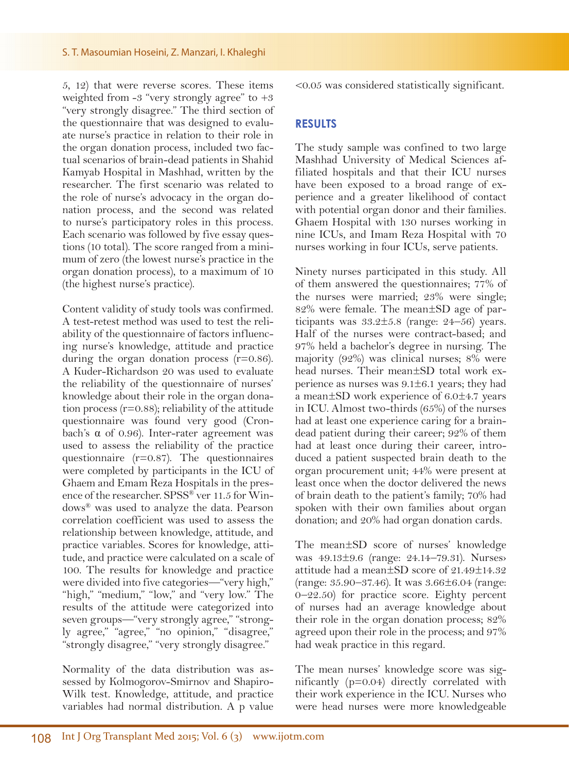5, 12) that were reverse scores. These items weighted from -3 "very strongly agree" to +3 "very strongly disagree." The third section of the questionnaire that was designed to evaluate nurse's practice in relation to their role in the organ donation process, included two factual scenarios of brain-dead patients in Shahid Kamyab Hospital in Mashhad, written by the researcher. The first scenario was related to the role of nurse's advocacy in the organ donation process, and the second was related to nurse's participatory roles in this process. Each scenario was followed by five essay questions (10 total). The score ranged from a minimum of zero (the lowest nurse's practice in the organ donation process), to a maximum of 10 (the highest nurse's practice).

Content validity of study tools was confirmed. A test-retest method was used to test the reliability of the questionnaire of factors influencing nurse's knowledge, attitude and practice during the organ donation process (r=0.86). A Kuder-Richardson 20 was used to evaluate the reliability of the questionnaire of nurses' knowledge about their role in the organ donation process (r=0.88); reliability of the attitude questionnaire was found very good (Cronbach's α of 0.96). Inter-rater agreement was used to assess the reliability of the practice questionnaire (r=0.87). The questionnaires were completed by participants in the ICU of Ghaem and Emam Reza Hospitals in the presence of the researcher. SPSS® ver 11.5 for Windows® was used to analyze the data. Pearson correlation coefficient was used to assess the relationship between knowledge, attitude, and practice variables. Scores for knowledge, attitude, and practice were calculated on a scale of 100. The results for knowledge and practice were divided into five categories—"very high," "high," "medium," "low," and "very low." The results of the attitude were categorized into seven groups—"very strongly agree," "strongly agree," "agree," "no opinion," "disagree," "strongly disagree," "very strongly disagree."

Normality of the data distribution was assessed by Kolmogorov-Smirnov and Shapiro-Wilk test. Knowledge, attitude, and practice variables had normal distribution. A p value <0.05 was considered statistically significant.

## RESULTS

The study sample was confined to two large Mashhad University of Medical Sciences affiliated hospitals and that their ICU nurses have been exposed to a broad range of experience and a greater likelihood of contact with potential organ donor and their families. Ghaem Hospital with 130 nurses working in nine ICUs, and Imam Reza Hospital with 70 nurses working in four ICUs, serve patients.

Ninety nurses participated in this study. All of them answered the questionnaires; 77% of the nurses were married; 23% were single; 82% were female. The mean±SD age of participants was 33.2±5.8 (range: 24–56) years. Half of the nurses were contract-based; and 97% held a bachelor's degree in nursing. The majority (92%) was clinical nurses; 8% were head nurses. Their mean±SD total work experience as nurses was 9.1±6.1 years; they had a mean±SD work experience of 6.0±4.7 years in ICU. Almost two-thirds (65%) of the nurses had at least one experience caring for a brain-dead patient during their career; 92% of them had at least once during their career, introduced a patient suspected brain death to the organ procurement unit; 44% were present at least once when the doctor delivered the news of brain death to the patient's family; 70% had spoken with their own families about organ donation; and 20% had organ donation cards.

The mean±SD score of nurses' knowledge was 49.13±9.6 (range: 24.14–79.31). Nurses› attitude had a mean±SD score of 21.49±14.32 (range: 35.90–37.46). It was 3.66±6.04 (range: 0–22.50) for practice score. Eighty percent of nurses had an average knowledge about their role in the organ donation process; 82% agreed upon their role in the process; and 97% had weak practice in this regard.

The mean nurses' knowledge score was significantly (p=0.04) directly correlated with their work experience in the ICU. Nurses who were head nurses were more knowledgeable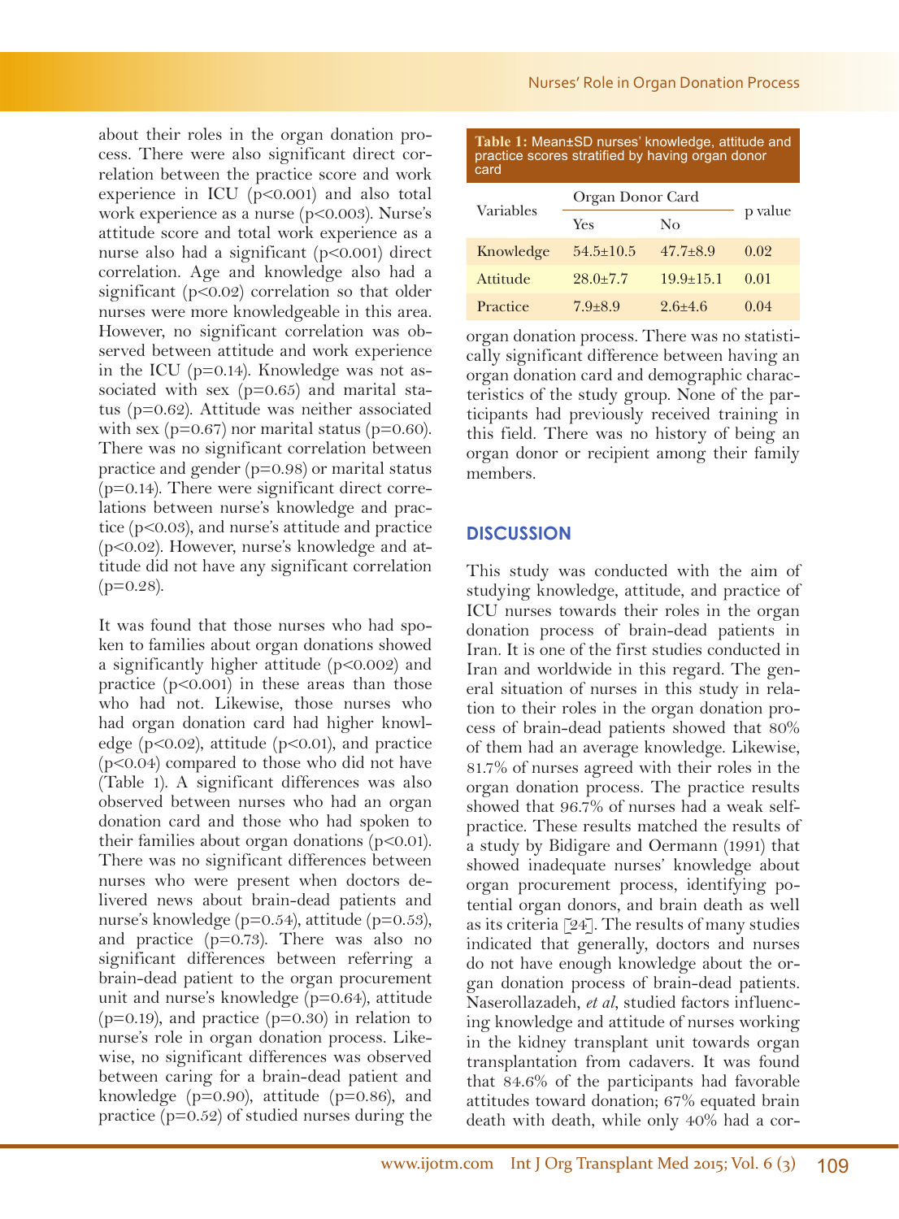about their roles in the organ donation process. There were also significant direct correlation between the practice score and work experience in ICU ($p<0.001$) and also total work experience as a nurse ($p<0.003$). Nurse's attitude score and total work experience as a nurse also had a significant ($p<0.001$) direct correlation. Age and knowledge also had a significant ($p<0.02$) correlation so that older nurses were more knowledgeable in this area. However, no significant correlation was observed between attitude and work experience in the ICU ($p=0.14$). Knowledge was not associated with sex ($p=0.65$) and marital status ($p=0.62$). Attitude was neither associated with sex ($p=0.67$) nor marital status ($p=0.60$). There was no significant correlation between practice and gender ($p=0.98$) or marital status ($p=0.14$). There were significant direct correlations between nurse's knowledge and practice ($p<0.03$), and nurse's attitude and practice ($p<0.02$). However, nurse's knowledge and attitude did not have any significant correlation ($p=0.28$).

It was found that those nurses who had spoken to families about organ donations showed a significantly higher attitude ($p<0.002$) and practice ($p<0.001$) in these areas than those who had not. Likewise, those nurses who had organ donation card had higher knowledge ($p<0.02$), attitude ($p<0.01$), and practice ($p<0.04$) compared to those who did not have (Table 1). A significant differences was also observed between nurses who had an organ donation card and those who had spoken to their families about organ donations ($p<0.01$). There was no significant differences between nurses who were present when doctors delivered news about brain-dead patients and nurse's knowledge ($p=0.54$), attitude ($p=0.53$), and practice ($p=0.73$). There was also no significant differences between referring a brain-dead patient to the organ procurement unit and nurse's knowledge ($p=0.64$), attitude ($p=0.19$), and practice ($p=0.30$) in relation to nurse's role in organ donation process. Likewise, no significant differences was observed between caring for a brain-dead patient and knowledge ($p=0.90$), attitude ($p=0.86$), and practice ($p=0.52$) of studied nurses during the organ donation process. There was no statistically significant difference between having an organ donation card and demographic characteristics of the study group. None of the participants had previously received training in this field. There was no history of being an organ donor or recipient among their family members.

**Table 1:** Mean±SD nurses' knowledge, attitude and practice scores stratified by having organ donor card

| Variables | Organ Donor Card | | p value |
|---|---|---|---|
| | Yes | No | |
| Knowledge | 54.5±10.5 | 47.7±8.9 | 0.02 |
| Attitude | 28.0±7.7 | 19.9±15.1 | 0.01 |
| Practice | 7.9±8.9 | 2.6±4.6 | 0.04 |

## DISCUSSION

This study was conducted with the aim of studying knowledge, attitude, and practice of ICU nurses towards their roles in the organ donation process of brain-dead patients in Iran. It is one of the first studies conducted in Iran and worldwide in this regard. The general situation of nurses in this study in relation to their roles in the organ donation process of brain-dead patients showed that 80% of them had an average knowledge. Likewise, 81.7% of nurses agreed with their roles in the organ donation process. The practice results showed that 96.7% of nurses had a weak self-practice. These results matched the results of a study by Bidigare and Oermann (1991) that showed inadequate nurses' knowledge about organ procurement process, identifying potential organ donors, and brain death as well as its criteria [24]. The results of many studies indicated that generally, doctors and nurses do not have enough knowledge about the organ donation process of brain-dead patients. Naserollazadeh, *et al*, studied factors influencing knowledge and attitude of nurses working in the kidney transplant unit towards organ transplantation from cadavers. It was found that 84.6% of the participants had favorable attitudes toward donation; 67% equated brain death with death, while only 40% had a cor-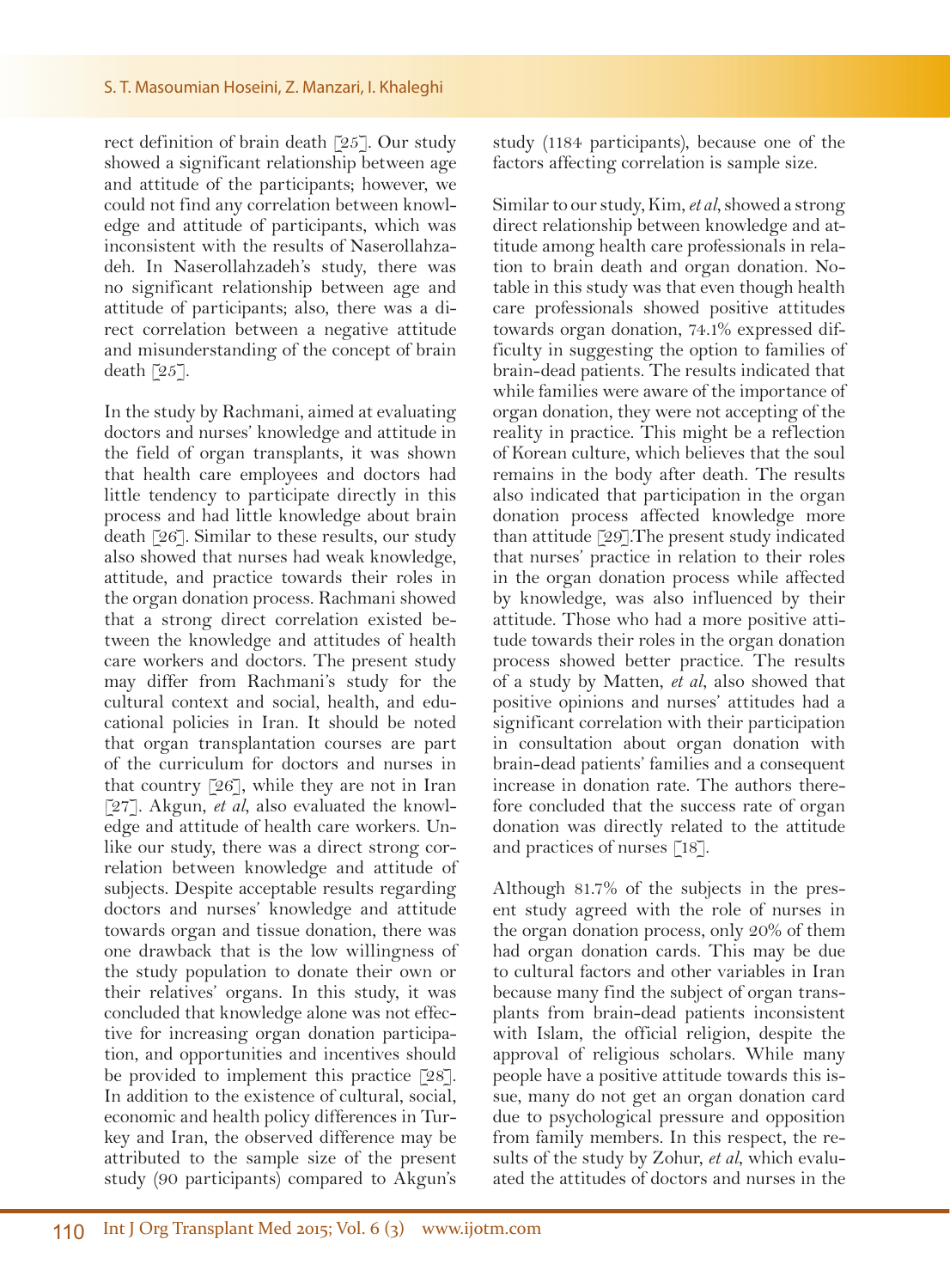rect definition of brain death [25]. Our study showed a significant relationship between age and attitude of the participants; however, we could not find any correlation between knowledge and attitude of participants, which was inconsistent with the results of Naserollahzadeh. In Naserollahzadeh's study, there was no significant relationship between age and attitude of participants; also, there was a direct correlation between a negative attitude and misunderstanding of the concept of brain death [25].

In the study by Rachmani, aimed at evaluating doctors and nurses' knowledge and attitude in the field of organ transplants, it was shown that health care employees and doctors had little tendency to participate directly in this process and had little knowledge about brain death [26]. Similar to these results, our study also showed that nurses had weak knowledge, attitude, and practice towards their roles in the organ donation process. Rachmani showed that a strong direct correlation existed between the knowledge and attitudes of health care workers and doctors. The present study may differ from Rachmani's study for the cultural context and social, health, and educational policies in Iran. It should be noted that organ transplantation courses are part of the curriculum for doctors and nurses in that country [26], while they are not in Iran [27]. Akgun, *et al*, also evaluated the knowledge and attitude of health care workers. Unlike our study, there was a direct strong correlation between knowledge and attitude of subjects. Despite acceptable results regarding doctors and nurses' knowledge and attitude towards organ and tissue donation, there was one drawback that is the low willingness of the study population to donate their own or their relatives' organs. In this study, it was concluded that knowledge alone was not effective for increasing organ donation participation, and opportunities and incentives should be provided to implement this practice [28]. In addition to the existence of cultural, social, economic and health policy differences in Turkey and Iran, the observed difference may be attributed to the sample size of the present study (90 participants) compared to Akgun's study (1184 participants), because one of the factors affecting correlation is sample size.

Similar to our study, Kim, *et al*, showed a strong direct relationship between knowledge and attitude among health care professionals in relation to brain death and organ donation. Notable in this study was that even though health care professionals showed positive attitudes towards organ donation, 74.1% expressed difficulty in suggesting the option to families of brain-dead patients. The results indicated that while families were aware of the importance of organ donation, they were not accepting of the reality in practice. This might be a reflection of Korean culture, which believes that the soul remains in the body after death. The results also indicated that participation in the organ donation process affected knowledge more than attitude [29].The present study indicated that nurses' practice in relation to their roles in the organ donation process while affected by knowledge, was also influenced by their attitude. Those who had a more positive attitude towards their roles in the organ donation process showed better practice. The results of a study by Matten, *et al*, also showed that positive opinions and nurses' attitudes had a significant correlation with their participation in consultation about organ donation with brain-dead patients' families and a consequent increase in donation rate. The authors therefore concluded that the success rate of organ donation was directly related to the attitude and practices of nurses [18].

Although 81.7% of the subjects in the present study agreed with the role of nurses in the organ donation process, only 20% of them had organ donation cards. This may be due to cultural factors and other variables in Iran because many find the subject of organ transplants from brain-dead patients inconsistent with Islam, the official religion, despite the approval of religious scholars. While many people have a positive attitude towards this issue, many do not get an organ donation card due to psychological pressure and opposition from family members. In this respect, the results of the study by Zohur, *et al*, which evaluated the attitudes of doctors and nurses in the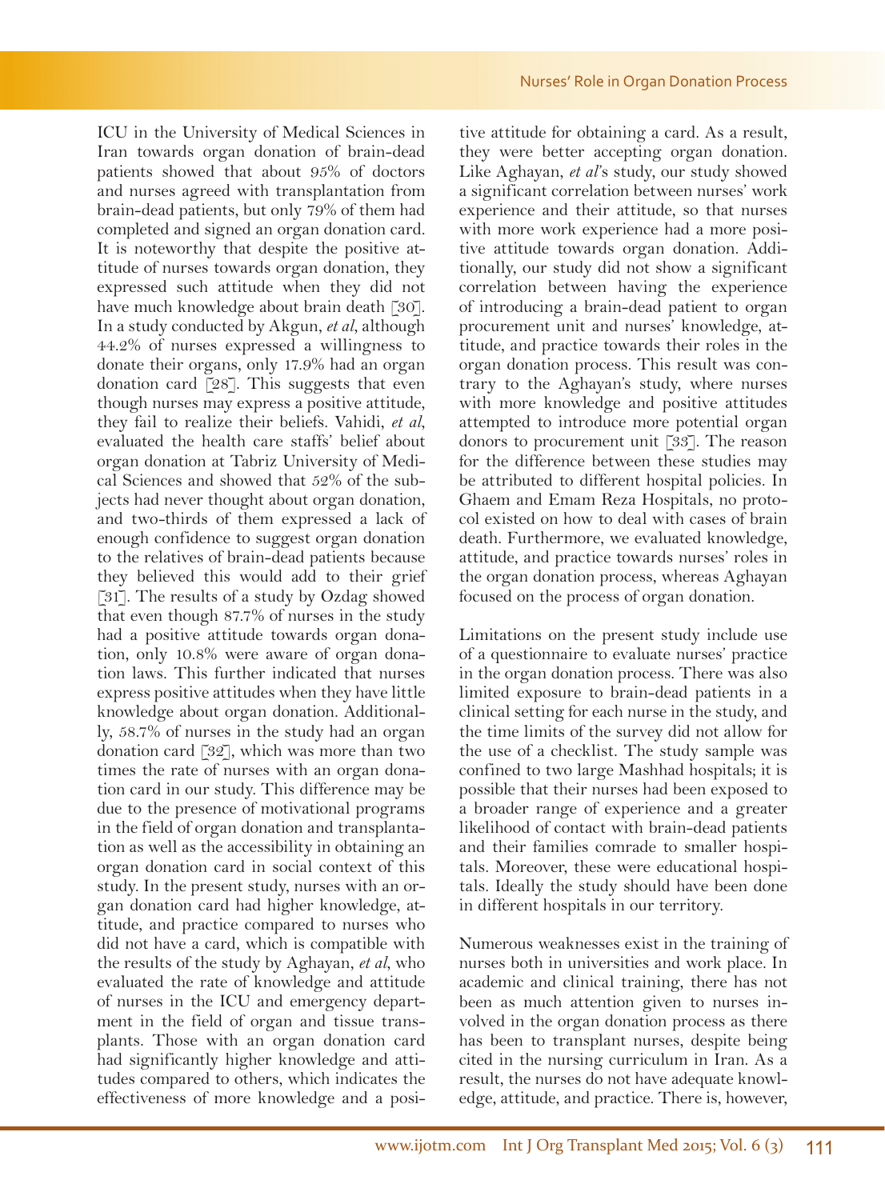ICU in the University of Medical Sciences in Iran towards organ donation of brain-dead patients showed that about 95% of doctors and nurses agreed with transplantation from brain-dead patients, but only 79% of them had completed and signed an organ donation card. It is noteworthy that despite the positive attitude of nurses towards organ donation, they expressed such attitude when they did not have much knowledge about brain death [30]. In a study conducted by Akgun, *et al*, although 44.2% of nurses expressed a willingness to donate their organs, only 17.9% had an organ donation card [28]. This suggests that even though nurses may express a positive attitude, they fail to realize their beliefs. Vahidi, *et al*, evaluated the health care staffs' belief about organ donation at Tabriz University of Medical Sciences and showed that 52% of the subjects had never thought about organ donation, and two-thirds of them expressed a lack of enough confidence to suggest organ donation to the relatives of brain-dead patients because they believed this would add to their grief [31]. The results of a study by Ozdag showed that even though 87.7% of nurses in the study had a positive attitude towards organ donation, only 10.8% were aware of organ donation laws. This further indicated that nurses express positive attitudes when they have little knowledge about organ donation. Additionally, 58.7% of nurses in the study had an organ donation card [32], which was more than two times the rate of nurses with an organ donation card in our study. This difference may be due to the presence of motivational programs in the field of organ donation and transplantation as well as the accessibility in obtaining an organ donation card in social context of this study. In the present study, nurses with an organ donation card had higher knowledge, attitude, and practice compared to nurses who did not have a card, which is compatible with the results of the study by Aghayan, *et al*, who evaluated the rate of knowledge and attitude of nurses in the ICU and emergency department in the field of organ and tissue transplants. Those with an organ donation card had significantly higher knowledge and attitudes compared to others, which indicates the effectiveness of more knowledge and a positive attitude for obtaining a card. As a result, they were better accepting organ donation. Like Aghayan, *et al*'s study, our study showed a significant correlation between nurses' work experience and their attitude, so that nurses with more work experience had a more positive attitude towards organ donation. Additionally, our study did not show a significant correlation between having the experience of introducing a brain-dead patient to organ procurement unit and nurses' knowledge, attitude, and practice towards their roles in the organ donation process. This result was contrary to the Aghayan's study, where nurses with more knowledge and positive attitudes attempted to introduce more potential organ donors to procurement unit [33]. The reason for the difference between these studies may be attributed to different hospital policies. In Ghaem and Emam Reza Hospitals, no protocol existed on how to deal with cases of brain death. Furthermore, we evaluated knowledge, attitude, and practice towards nurses' roles in the organ donation process, whereas Aghayan focused on the process of organ donation.

Limitations on the present study include use of a questionnaire to evaluate nurses' practice in the organ donation process. There was also limited exposure to brain-dead patients in a clinical setting for each nurse in the study, and the time limits of the survey did not allow for the use of a checklist. The study sample was confined to two large Mashhad hospitals; it is possible that their nurses had been exposed to a broader range of experience and a greater likelihood of contact with brain-dead patients and their families comrade to smaller hospitals. Moreover, these were educational hospitals. Ideally the study should have been done in different hospitals in our territory.

Numerous weaknesses exist in the training of nurses both in universities and work place. In academic and clinical training, there has not been as much attention given to nurses involved in the organ donation process as there has been to transplant nurses, despite being cited in the nursing curriculum in Iran. As a result, the nurses do not have adequate knowledge, attitude, and practice. There is, however,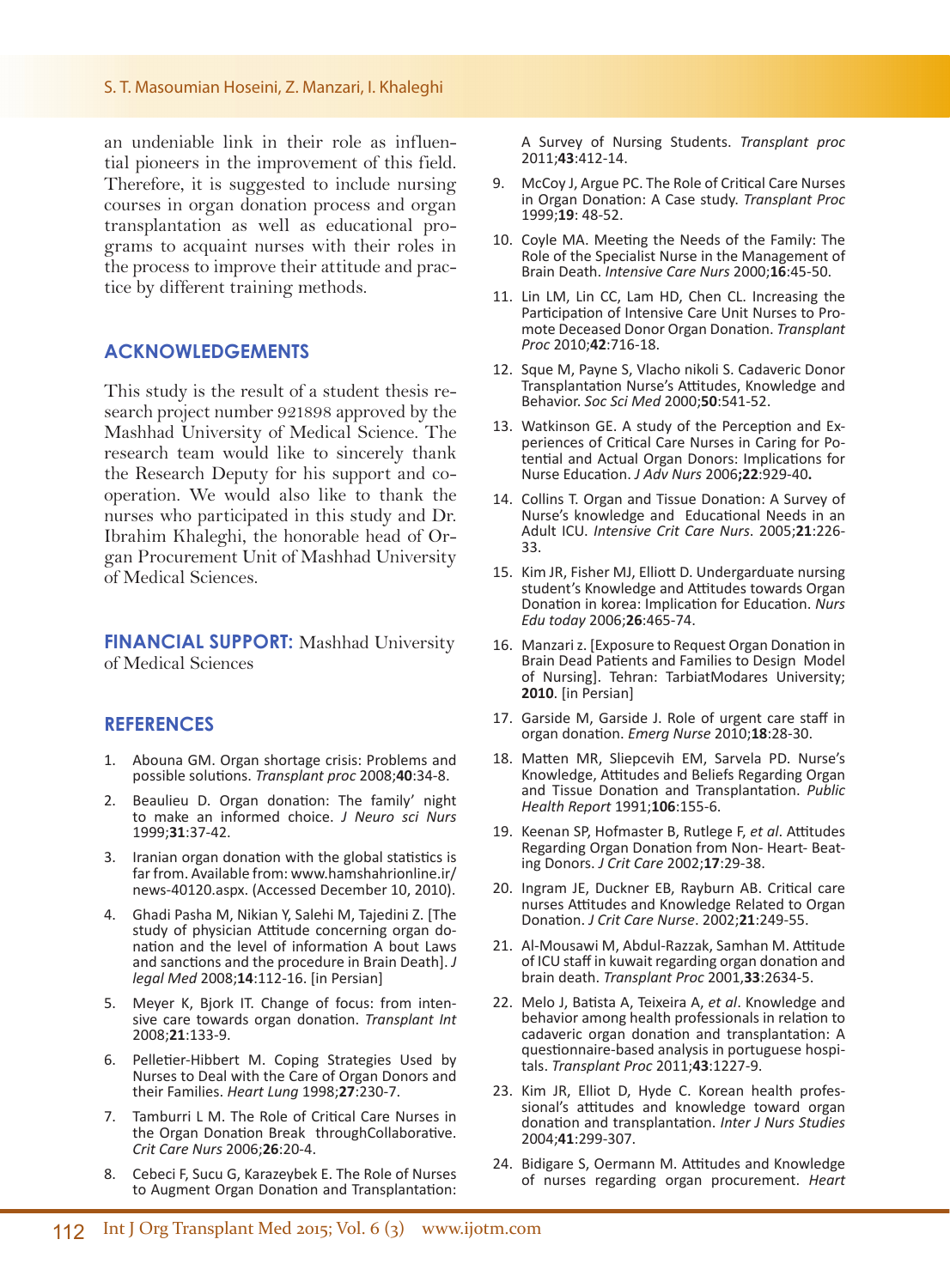an undeniable link in their role as influential pioneers in the improvement of this field. Therefore, it is suggested to include nursing courses in organ donation process and organ transplantation as well as educational programs to acquaint nurses with their roles in the process to improve their attitude and practice by different training methods.

## ACKNOWLEDGEMENTS

This study is the result of a student thesis research project number 921898 approved by the Mashhad University of Medical Science. The research team would like to sincerely thank the Research Deputy for his support and cooperation. We would also like to thank the nurses who participated in this study and Dr. Ibrahim Khaleghi, the honorable head of Organ Procurement Unit of Mashhad University of Medical Sciences.

**FINANCIAL SUPPORT:** Mashhad University of Medical Sciences

## REFERENCES

1. Abouna GM. Organ shortage crisis: Problems and possible solutions. *Transplant proc* 2008;**40**:34-8.
2. Beaulieu D. Organ donation: The family' night to make an informed choice. *J Neuro sci Nurs* 1999;**31**:37-42.
3. Iranian organ donation with the global statistics is far from. Available from: www.hamshahrionline.ir/news-40120.aspx. (Accessed December 10, 2010).
4. Ghadi Pasha M, Nikian Y, Salehi M, Tajedini Z. [The study of physician Attitude concerning organ donation and the level of information A bout Laws and sanctions and the procedure in Brain Death]. *J legal Med* 2008;**14**:112-16. [in Persian]
5. Meyer K, Bjork IT. Change of focus: from intensive care towards organ donation. *Transplant Int* 2008;**21**:133-9.
6. Pelletier-Hibbert M. Coping Strategies Used by Nurses to Deal with the Care of Organ Donors and their Families. *Heart Lung* 1998;**27**:230-7.
7. Tamburri L M. The Role of Critical Care Nurses in the Organ Donation Break throughCollaborative. *Crit Care Nurs* 2006;**26**:20-4.
8. Cebeci F, Sucu G, Karazeybek E. The Role of Nurses to Augment Organ Donation and Transplantation: A Survey of Nursing Students. *Transplant proc* 2011;**43**:412-14.
9. McCoy J, Argue PC. The Role of Critical Care Nurses in Organ Donation: A Case study. *Transplant Proc* 1999;**19**: 48-52.
10. Coyle MA. Meeting the Needs of the Family: The Role of the Specialist Nurse in the Management of Brain Death. *Intensive Care Nurs* 2000;**16**:45-50.
11. Lin LM, Lin CC, Lam HD, Chen CL. Increasing the Participation of Intensive Care Unit Nurses to Promote Deceased Donor Organ Donation. *Transplant Proc* 2010;**42**:716-18.
12. Sque M, Payne S, Vlacho nikoli S. Cadaveric Donor Transplantation Nurse's Attitudes, Knowledge and Behavior. *Soc Sci Med* 2000;**50**:541-52.
13. Watkinson GE. A study of the Perception and Experiences of Critical Care Nurses in Caring for Potential and Actual Organ Donors: Implications for Nurse Education. *J Adv Nurs* 2006**;22**:929-40**.**
14. Collins T. Organ and Tissue Donation: A Survey of Nurse's knowledge and Educational Needs in an Adult ICU. *Intensive Crit Care Nurs*. 2005;**21**:226-33.
15. Kim JR, Fisher MJ, Elliott D. Undergarduate nursing student's Knowledge and Attitudes towards Organ Donation in korea: Implication for Education. *Nurs Edu today* 2006;**26**:465-74.
16. Manzari z. [Exposure to Request Organ Donation in Brain Dead Patients and Families to Design Model of Nursing]. Tehran: TarbiatModares University; **2010**. [in Persian]
17. Garside M, Garside J. Role of urgent care staff in organ donation. *Emerg Nurse* 2010;**18**:28-30.
18. Matten MR, Sliepcevih EM, Sarvela PD. Nurse's Knowledge, Attitudes and Beliefs Regarding Organ and Tissue Donation and Transplantation. *Public Health Report* 1991;**106**:155-6.
19. Keenan SP, Hofmaster B, Rutlege F, *et al*. Attitudes Regarding Organ Donation from Non- Heart- Beating Donors. *J Crit Care* 2002;**17**:29-38.
20. Ingram JE, Duckner EB, Rayburn AB. Critical care nurses Attitudes and Knowledge Related to Organ Donation. *J Crit Care Nurse*. 2002;**21**:249-55.
21. Al-Mousawi M, Abdul-Razzak, Samhan M. Attitude of ICU staff in kuwait regarding organ donation and brain death. *Transplant Proc* 2001,**33**:2634-5.
22. Melo J, Batista A, Teixeira A, *et al*. Knowledge and behavior among health professionals in relation to cadaveric organ donation and transplantation: A questionnaire-based analysis in portuguese hospitals. *Transplant Proc* 2011;**43**:1227-9.
23. Kim JR, Elliot D, Hyde C. Korean health professional's attitudes and knowledge toward organ donation and transplantation. *Inter J Nurs Studies* 2004;**41**:299-307.
24. Bidigare S, Oermann M. Attitudes and Knowledge of nurses regarding organ procurement. *Heart*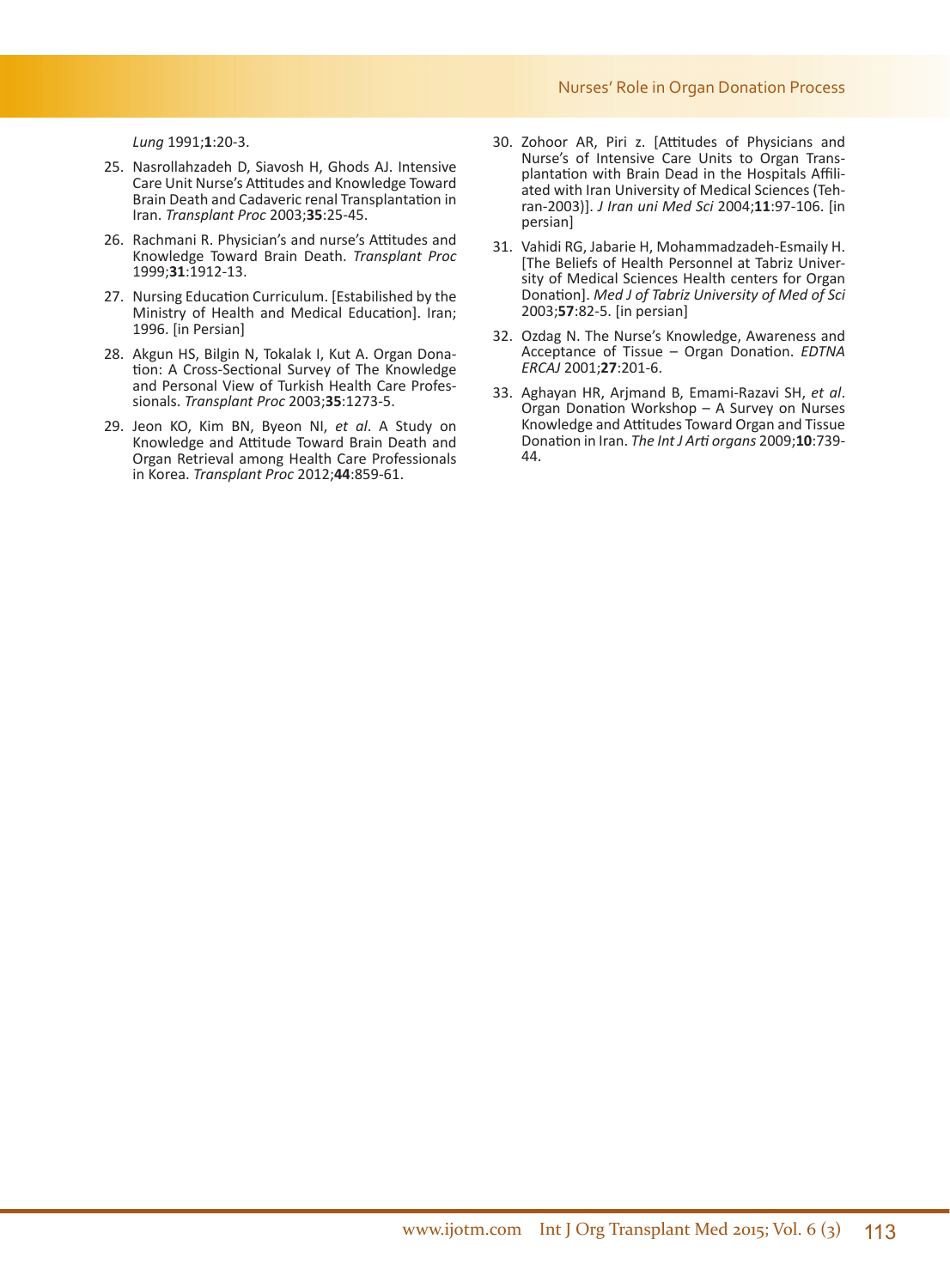*Lung* 1991;**1**:20-3.

25. Nasrollahzadeh D, Siavosh H, Ghods AJ. Intensive Care Unit Nurse's Attitudes and Knowledge Toward Brain Death and Cadaveric renal Transplantation in Iran. *Transplant Proc* 2003;**35**:25-45.
26. Rachmani R. Physician's and nurse's Attitudes and Knowledge Toward Brain Death. *Transplant Proc* 1999;**31**:1912-13.
27. Nursing Education Curriculum. [Estabilished by the Ministry of Health and Medical Education]. Iran; 1996. [in Persian]
28. Akgun HS, Bilgin N, Tokalak I, Kut A. Organ Donation: A Cross-Sectional Survey of The Knowledge and Personal View of Turkish Health Care Professionals. *Transplant Proc* 2003;**35**:1273-5.
29. Jeon KO, Kim BN, Byeon NI, *et al*. A Study on Knowledge and Attitude Toward Brain Death and Organ Retrieval among Health Care Professionals in Korea. *Transplant Proc* 2012;**44**:859-61.
30. Zohoor AR, Piri z. [Attitudes of Physicians and Nurse's of Intensive Care Units to Organ Transplantation with Brain Dead in the Hospitals Affiliated with Iran University of Medical Sciences (Tehran-2003)]. *J Iran uni Med Sci* 2004;**11**:97-106. [in persian]
31. Vahidi RG, Jabarie H, Mohammadzadeh-Esmaily H. [The Beliefs of Health Personnel at Tabriz University of Medical Sciences Health centers for Organ Donation]. *Med J of Tabriz University of Med of Sci* 2003;**57**:82-5. [in persian]
32. Ozdag N. The Nurse's Knowledge, Awareness and Acceptance of Tissue – Organ Donation. *EDTNA ERCAJ* 2001;**27**:201-6.
33. Aghayan HR, Arjmand B, Emami-Razavi SH, *et al*. Organ Donation Workshop – A Survey on Nurses Knowledge and Attitudes Toward Organ and Tissue Donation in Iran. *The Int J Arti organs* 2009;**10**:739-44.